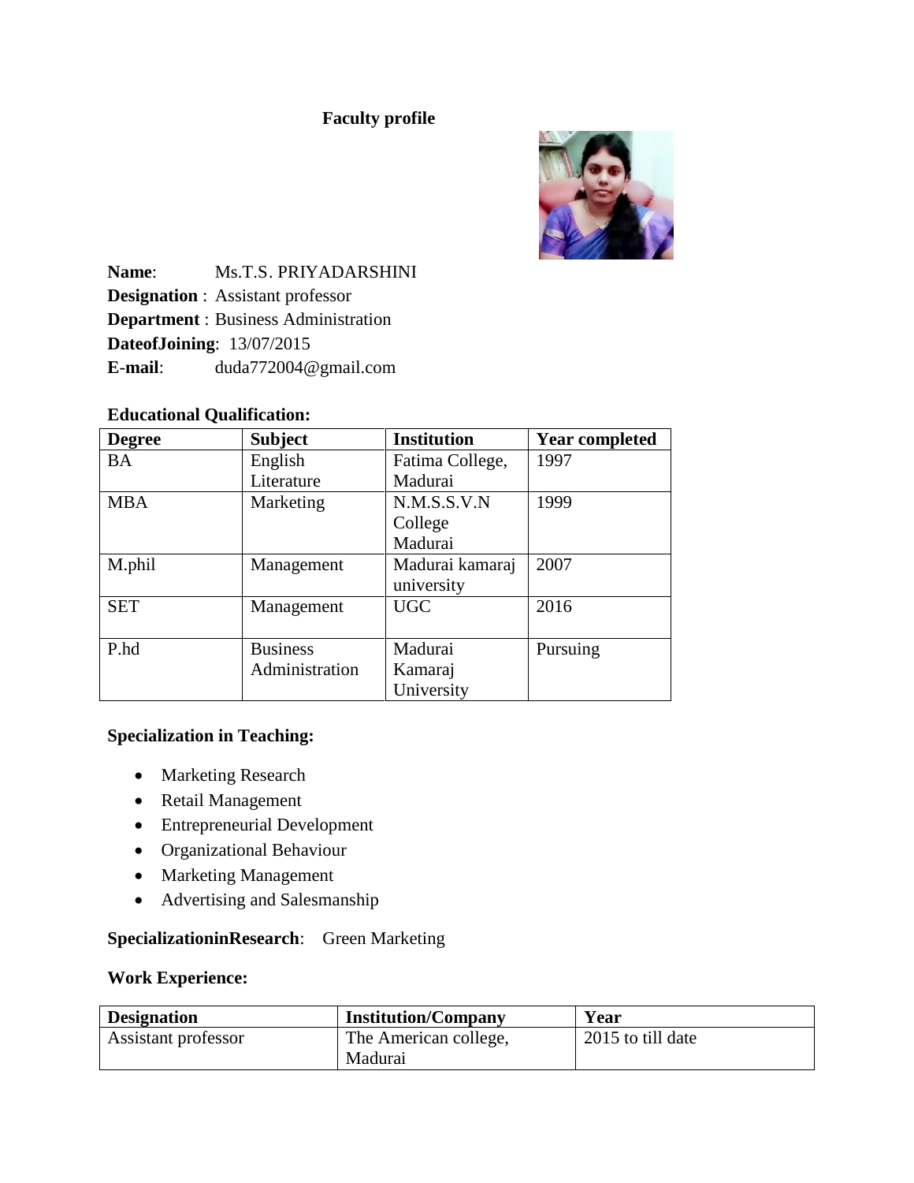# Faculty profile

**Name**: Ms.T.S. PRIYADARSHINI
**Designation** : Assistant professor
**Department** : Business Administration
**DateofJoining**: 13/07/2015
**E-mail**: duda772004@gmail.com

**Educational Qualification:**

| Degree | Subject | Institution | Year completed |
|---|---|---|---|
| BA | English Literature | Fatima College, Madurai | 1997 |
| MBA | Marketing | N.M.S.S.V.N College Madurai | 1999 |
| M.phil | Management | Madurai kamaraj university | 2007 |
| SET | Management | UGC | 2016 |
| P.hd | Business Administration | Madurai Kamaraj University | Pursuing |

**Specialization in Teaching:**

- Marketing Research
- Retail Management
- Entrepreneurial Development
- Organizational Behaviour
- Marketing Management
- Advertising and Salesmanship

**SpecializationinResearch**: Green Marketing

**Work Experience:**

| Designation | Institution/Company | Year |
|---|---|---|
| Assistant professor | The American college, Madurai | 2015 to till date |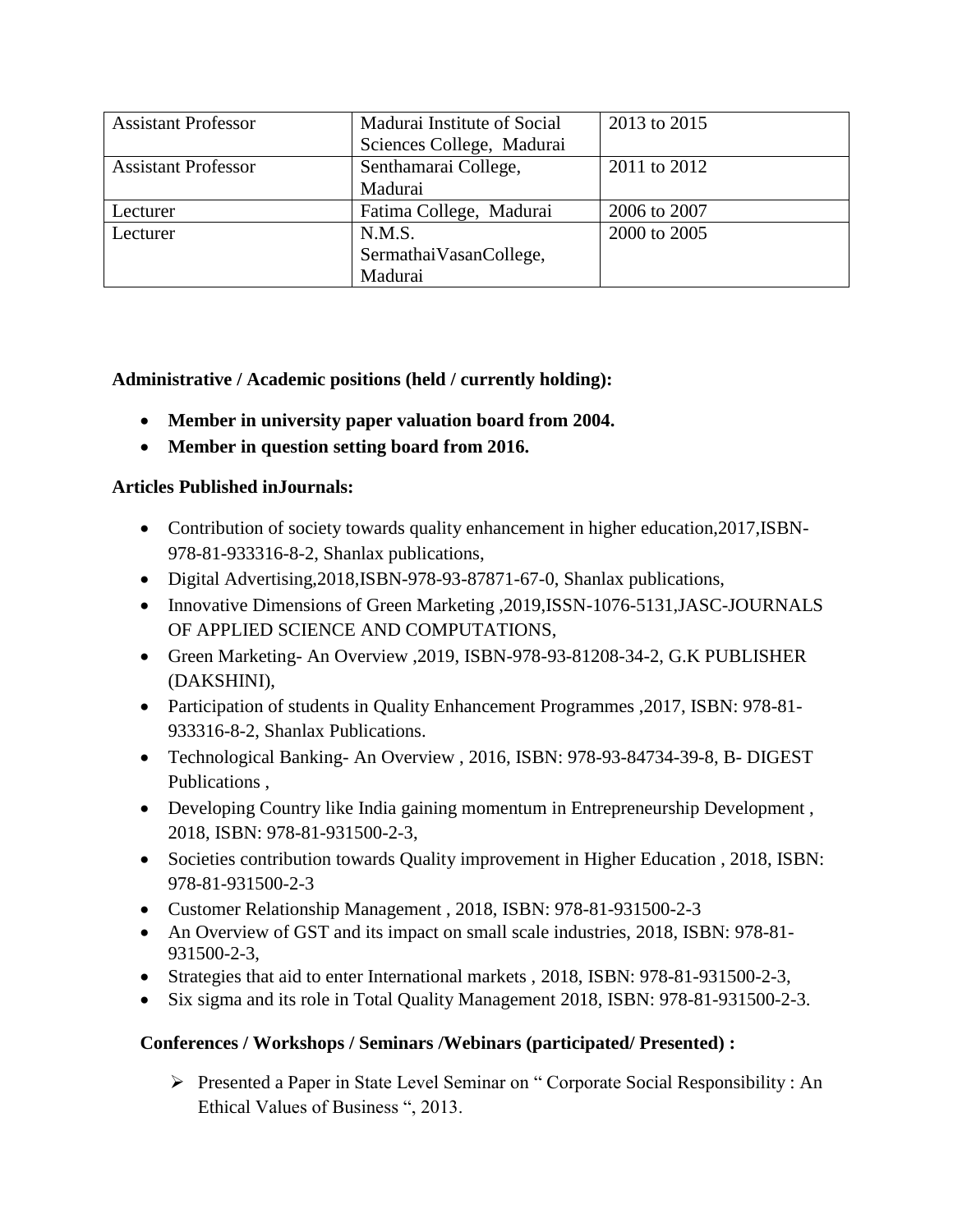| Assistant Professor | Madurai Institute of Social Sciences College, Madurai | 2013 to 2015 |
|---|---|---|
| Assistant Professor | Senthamarai College, Madurai | 2011 to 2012 |
| Lecturer | Fatima College, Madurai | 2006 to 2007 |
| Lecturer | N.M.S. SermathaiVasanCollege, Madurai | 2000 to 2005 |

**Administrative / Academic positions (held / currently holding):**

- **Member in university paper valuation board from 2004.**
- **Member in question setting board from 2016.**

**Articles Published inJournals:**

- Contribution of society towards quality enhancement in higher education,2017,ISBN-978-81-933316-8-2, Shanlax publications,
- Digital Advertising,2018,ISBN-978-93-87871-67-0, Shanlax publications,
- Innovative Dimensions of Green Marketing ,2019,ISSN-1076-5131,JASC-JOURNALS OF APPLIED SCIENCE AND COMPUTATIONS,
- Green Marketing- An Overview ,2019, ISBN-978-93-81208-34-2, G.K PUBLISHER (DAKSHINI),
- Participation of students in Quality Enhancement Programmes ,2017, ISBN: 978-81-933316-8-2, Shanlax Publications.
- Technological Banking- An Overview , 2016, ISBN: 978-93-84734-39-8, B- DIGEST Publications ,
- Developing Country like India gaining momentum in Entrepreneurship Development , 2018, ISBN: 978-81-931500-2-3,
- Societies contribution towards Quality improvement in Higher Education , 2018, ISBN: 978-81-931500-2-3
- Customer Relationship Management , 2018, ISBN: 978-81-931500-2-3
- An Overview of GST and its impact on small scale industries, 2018, ISBN: 978-81-931500-2-3,
- Strategies that aid to enter International markets , 2018, ISBN: 978-81-931500-2-3,
- Six sigma and its role in Total Quality Management 2018, ISBN: 978-81-931500-2-3.

**Conferences / Workshops / Seminars /Webinars (participated/ Presented) :**

- Presented a Paper in State Level Seminar on " Corporate Social Responsibility : An Ethical Values of Business ", 2013.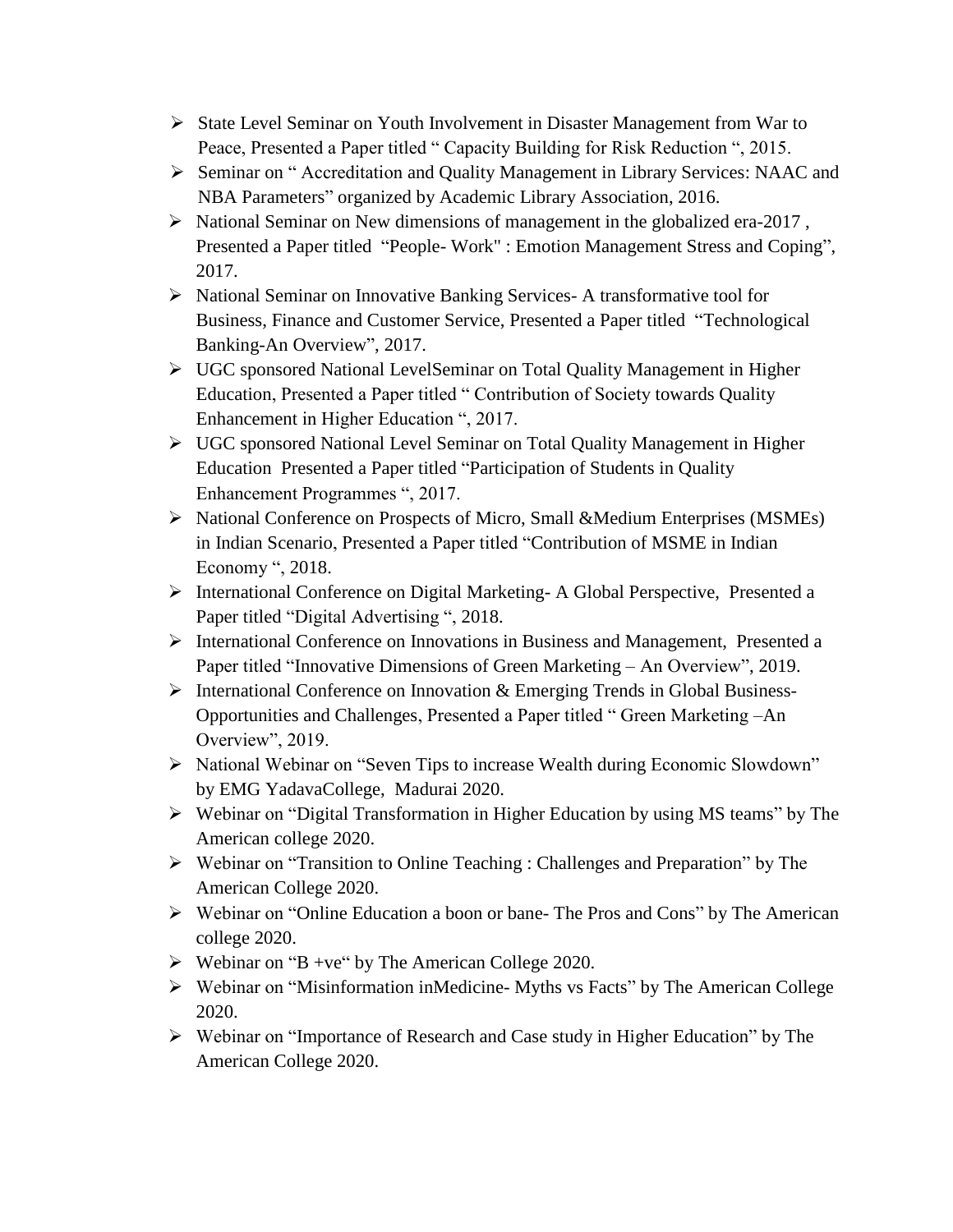- State Level Seminar on Youth Involvement in Disaster Management from War to Peace, Presented a Paper titled " Capacity Building for Risk Reduction ", 2015.
- Seminar on " Accreditation and Quality Management in Library Services: NAAC and NBA Parameters" organized by Academic Library Association, 2016.
- National Seminar on New dimensions of management in the globalized era-2017 , Presented a Paper titled "People- Work" : Emotion Management Stress and Coping", 2017.
- National Seminar on Innovative Banking Services- A transformative tool for Business, Finance and Customer Service, Presented a Paper titled "Technological Banking-An Overview", 2017.
- UGC sponsored National LevelSeminar on Total Quality Management in Higher Education, Presented a Paper titled " Contribution of Society towards Quality Enhancement in Higher Education ", 2017.
- UGC sponsored National Level Seminar on Total Quality Management in Higher Education Presented a Paper titled "Participation of Students in Quality Enhancement Programmes ", 2017.
- National Conference on Prospects of Micro, Small &Medium Enterprises (MSMEs) in Indian Scenario, Presented a Paper titled "Contribution of MSME in Indian Economy ", 2018.
- International Conference on Digital Marketing- A Global Perspective, Presented a Paper titled "Digital Advertising ", 2018.
- International Conference on Innovations in Business and Management, Presented a Paper titled "Innovative Dimensions of Green Marketing – An Overview", 2019.
- International Conference on Innovation & Emerging Trends in Global Business- Opportunities and Challenges, Presented a Paper titled " Green Marketing –An Overview", 2019.
- National Webinar on "Seven Tips to increase Wealth during Economic Slowdown" by EMG YadavaCollege, Madurai 2020.
- Webinar on "Digital Transformation in Higher Education by using MS teams" by The American college 2020.
- Webinar on "Transition to Online Teaching : Challenges and Preparation" by The American College 2020.
- Webinar on "Online Education a boon or bane- The Pros and Cons" by The American college 2020.
- Webinar on "B +ve" by The American College 2020.
- Webinar on "Misinformation inMedicine- Myths vs Facts" by The American College 2020.
- Webinar on "Importance of Research and Case study in Higher Education" by The American College 2020.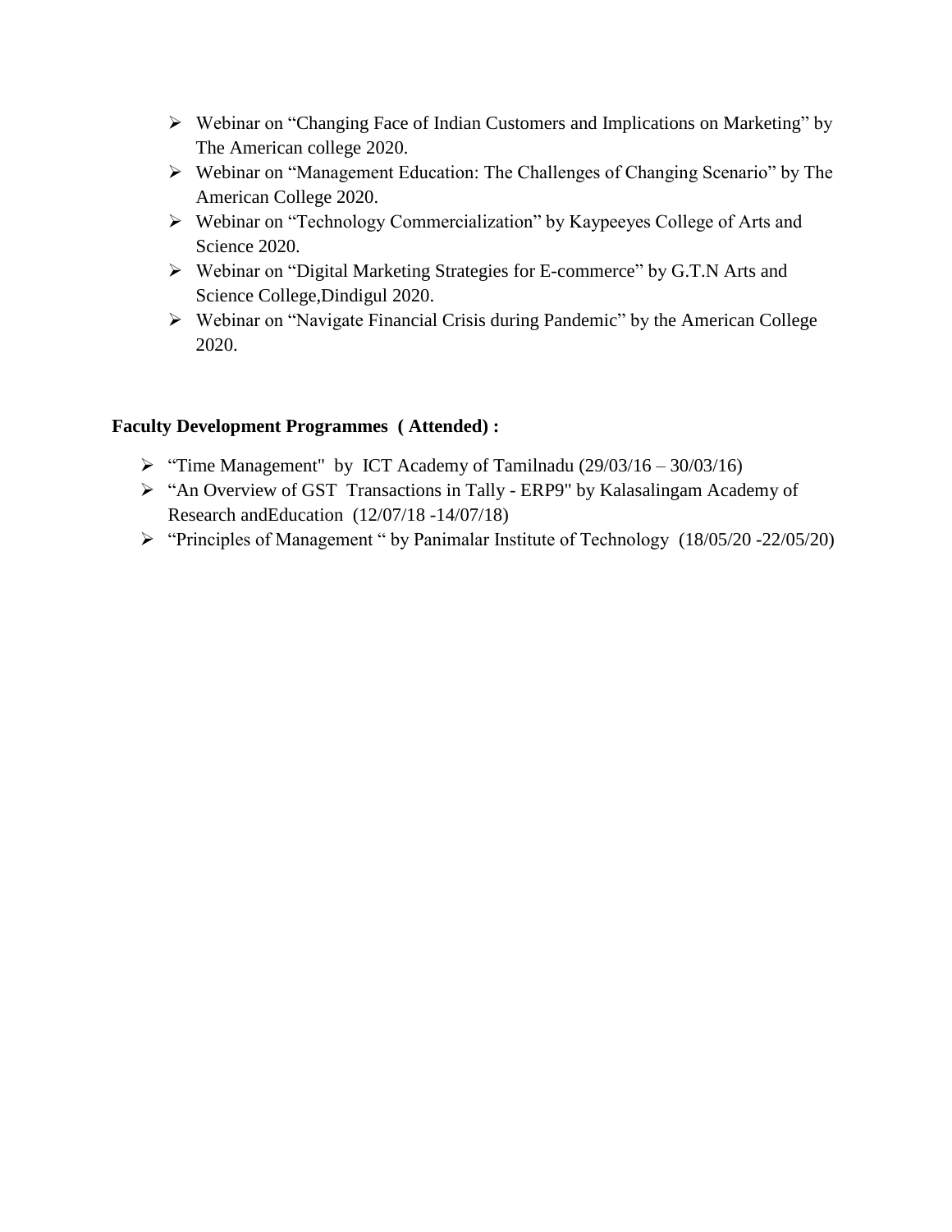- Webinar on “Changing Face of Indian Customers and Implications on Marketing” by The American college 2020.
- Webinar on “Management Education: The Challenges of Changing Scenario” by The American College 2020.
- Webinar on “Technology Commercialization” by Kaypeeyes College of Arts and Science 2020.
- Webinar on “Digital Marketing Strategies for E-commerce” by G.T.N Arts and Science College,Dindigul 2020.
- Webinar on “Navigate Financial Crisis during Pandemic” by the American College 2020.

**Faculty Development Programmes ( Attended) :**

- “Time Management" by ICT Academy of Tamilnadu (29/03/16 – 30/03/16)
- “An Overview of GST Transactions in Tally - ERP9" by Kalasalingam Academy of Research andEducation (12/07/18 -14/07/18)
- “Principles of Management “ by Panimalar Institute of Technology (18/05/20 -22/05/20)